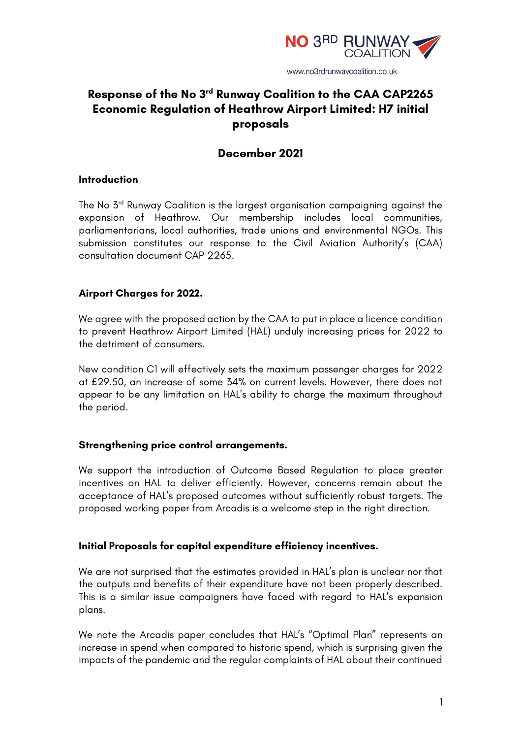NO 3RD RUNWAY COALITION

www.no3rdrunwaycoalition.co.uk

# Response of the No 3rd Runway Coalition to the CAA CAP2265 Economic Regulation of Heathrow Airport Limited: H7 initial proposals

## December 2021

### Introduction

The No 3rd Runway Coalition is the largest organisation campaigning against the expansion of Heathrow. Our membership includes local communities, parliamentarians, local authorities, trade unions and environmental NGOs. This submission constitutes our response to the Civil Aviation Authority's (CAA) consultation document CAP 2265.

### Airport Charges for 2022.

We agree with the proposed action by the CAA to put in place a licence condition to prevent Heathrow Airport Limited (HAL) unduly increasing prices for 2022 to the detriment of consumers.

New condition C1 will effectively sets the maximum passenger charges for 2022 at £29.50, an increase of some 34% on current levels. However, there does not appear to be any limitation on HAL's ability to charge the maximum throughout the period.

### Strengthening price control arrangements.

We support the introduction of Outcome Based Regulation to place greater incentives on HAL to deliver efficiently. However, concerns remain about the acceptance of HAL's proposed outcomes without sufficiently robust targets. The proposed working paper from Arcadis is a welcome step in the right direction.

### Initial Proposals for capital expenditure efficiency incentives.

We are not surprised that the estimates provided in HAL's plan is unclear nor that the outputs and benefits of their expenditure have not been properly described. This is a similar issue campaigners have faced with regard to HAL's expansion plans.

We note the Arcadis paper concludes that HAL's "Optimal Plan" represents an increase in spend when compared to historic spend, which is surprising given the impacts of the pandemic and the regular complaints of HAL about their continued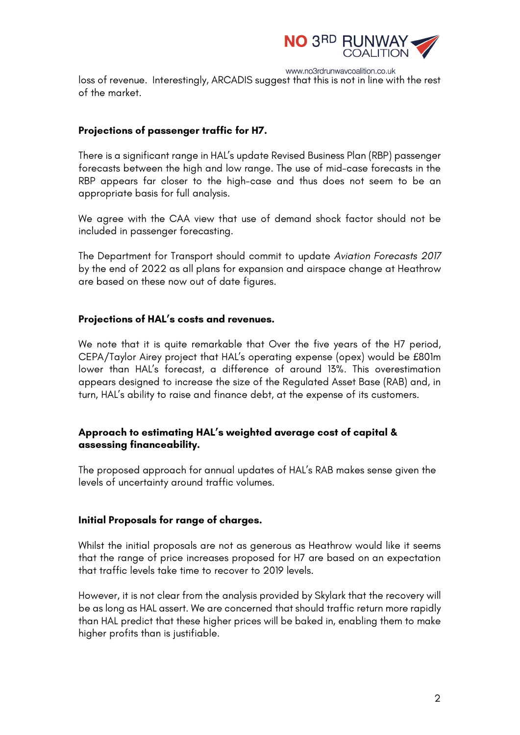loss of revenue. Interestingly, ARCADIS suggest that this is not in line with the rest of the market.

**Projections of passenger traffic for H7.**

There is a significant range in HAL's update Revised Business Plan (RBP) passenger forecasts between the high and low range. The use of mid-case forecasts in the RBP appears far closer to the high-case and thus does not seem to be an appropriate basis for full analysis.

We agree with the CAA view that use of demand shock factor should not be included in passenger forecasting.

The Department for Transport should commit to update *Aviation Forecasts 2017* by the end of 2022 as all plans for expansion and airspace change at Heathrow are based on these now out of date figures.

**Projections of HAL's costs and revenues.**

We note that it is quite remarkable that Over the five years of the H7 period, CEPA/Taylor Airey project that HAL's operating expense (opex) would be £801m lower than HAL's forecast, a difference of around 13%. This overestimation appears designed to increase the size of the Regulated Asset Base (RAB) and, in turn, HAL's ability to raise and finance debt, at the expense of its customers.

**Approach to estimating HAL's weighted average cost of capital & assessing financeability.**

The proposed approach for annual updates of HAL's RAB makes sense given the levels of uncertainty around traffic volumes.

**Initial Proposals for range of charges.**

Whilst the initial proposals are not as generous as Heathrow would like it seems that the range of price increases proposed for H7 are based on an expectation that traffic levels take time to recover to 2019 levels.

However, it is not clear from the analysis provided by Skylark that the recovery will be as long as HAL assert. We are concerned that should traffic return more rapidly than HAL predict that these higher prices will be baked in, enabling them to make higher profits than is justifiable.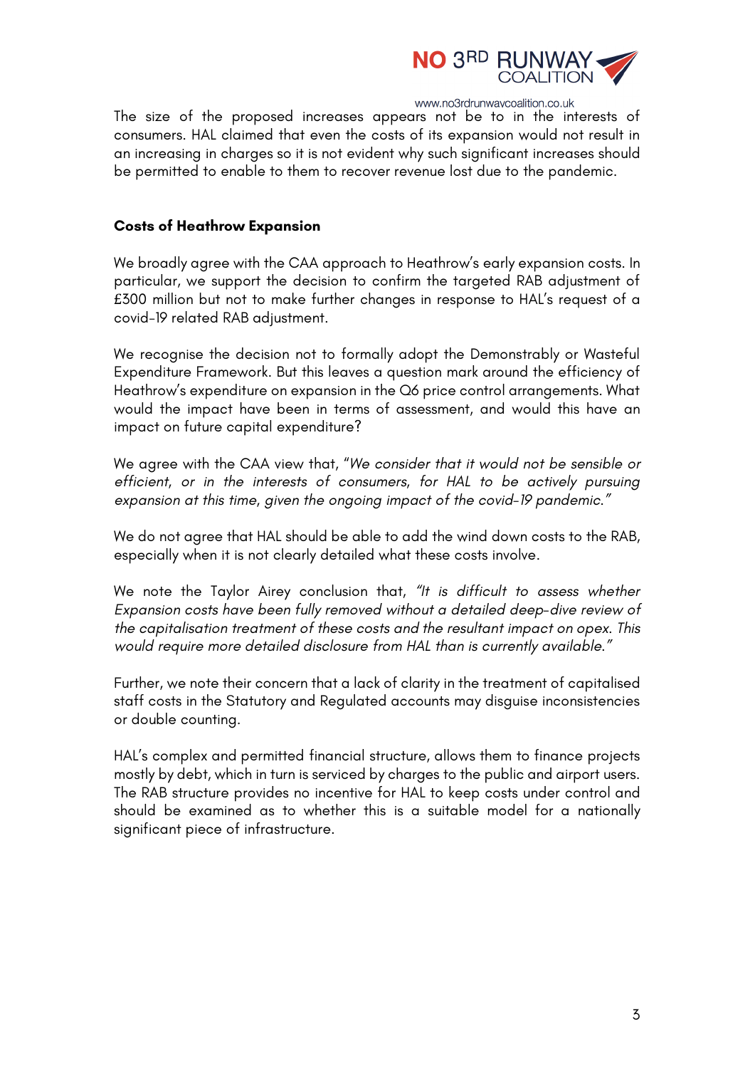The size of the proposed increases appears not be to in the interests of consumers. HAL claimed that even the costs of its expansion would not result in an increasing in charges so it is not evident why such significant increases should be permitted to enable to them to recover revenue lost due to the pandemic.

**Costs of Heathrow Expansion**

We broadly agree with the CAA approach to Heathrow's early expansion costs. In particular, we support the decision to confirm the targeted RAB adjustment of £300 million but not to make further changes in response to HAL's request of a covid-19 related RAB adjustment.

We recognise the decision not to formally adopt the Demonstrably or Wasteful Expenditure Framework. But this leaves a question mark around the efficiency of Heathrow's expenditure on expansion in the Q6 price control arrangements. What would the impact have been in terms of assessment, and would this have an impact on future capital expenditure?

We agree with the CAA view that, "*We consider that it would not be sensible or efficient, or in the interests of consumers, for HAL to be actively pursuing expansion at this time, given the ongoing impact of the covid-19 pandemic.*"

We do not agree that HAL should be able to add the wind down costs to the RAB, especially when it is not clearly detailed what these costs involve.

We note the Taylor Airey conclusion that, *"It is difficult to assess whether Expansion costs have been fully removed without a detailed deep-dive review of the capitalisation treatment of these costs and the resultant impact on opex. This would require more detailed disclosure from HAL than is currently available."*

Further, we note their concern that a lack of clarity in the treatment of capitalised staff costs in the Statutory and Regulated accounts may disguise inconsistencies or double counting.

HAL's complex and permitted financial structure, allows them to finance projects mostly by debt, which in turn is serviced by charges to the public and airport users. The RAB structure provides no incentive for HAL to keep costs under control and should be examined as to whether this is a suitable model for a nationally significant piece of infrastructure.